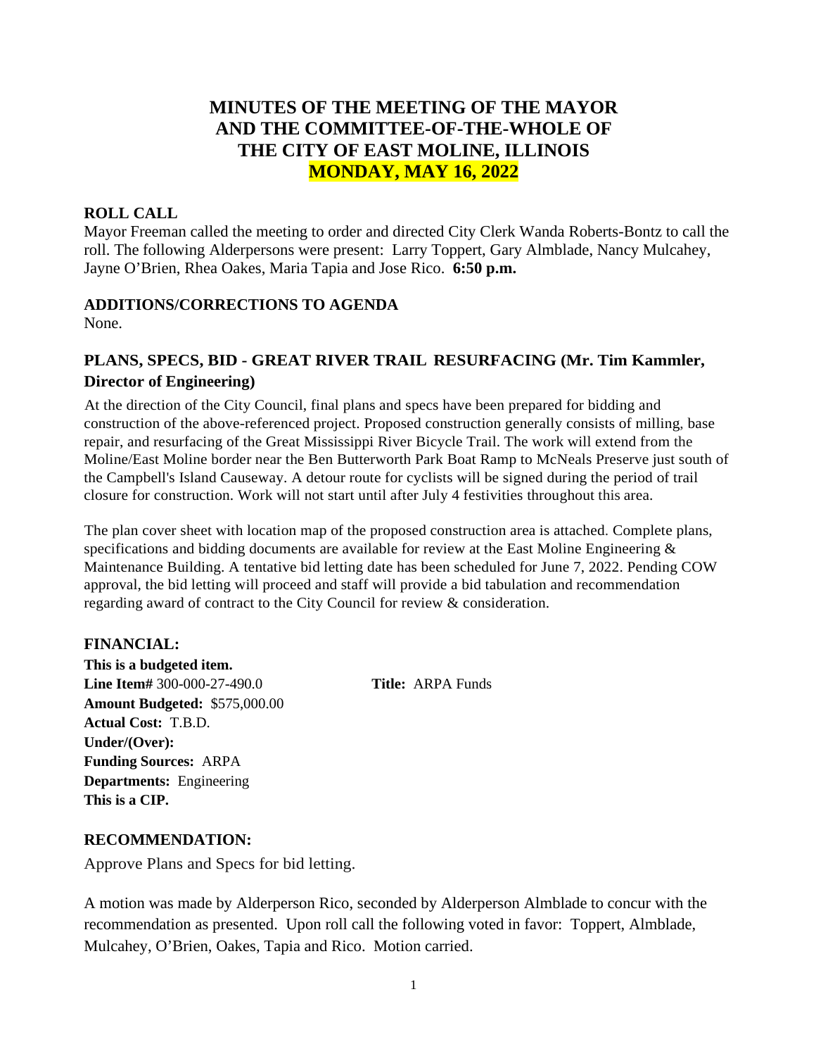# MINUTES OF THE MEETING OF THE MAYOR AND THE COMMITTEE-OF-THE-WHOLE OF THE CITY OF EAST MOLINE, ILLINOIS MONDAY, MAY 16, 2022

## ROLL CALL

Mayor Freeman called the meeting to order and directed City Clerk Wanda Roberts-Bontz to call the roll. The following Alderpersons were present: Larry Toppert, Gary Almblade, Nancy Mulcahey, Jayne O'Brien, Rhea Oakes, Maria Tapia and Jose Rico. **6:50 p.m.**

## ADDITIONS/CORRECTIONS TO AGENDA

None.

## PLANS, SPECS, BID - GREAT RIVER TRAIL RESURFACING (Mr. Tim Kammler, Director of Engineering)

At the direction of the City Council, final plans and specs have been prepared for bidding and construction of the above-referenced project. Proposed construction generally consists of milling, base repair, and resurfacing of the Great Mississippi River Bicycle Trail. The work will extend from the Moline/East Moline border near the Ben Butterworth Park Boat Ramp to McNeals Preserve just south of the Campbell's Island Causeway. A detour route for cyclists will be signed during the period of trail closure for construction. Work will not start until after July 4 festivities throughout this area.

The plan cover sheet with location map of the proposed construction area is attached. Complete plans, specifications and bidding documents are available for review at the East Moline Engineering & Maintenance Building. A tentative bid letting date has been scheduled for June 7, 2022. Pending COW approval, the bid letting will proceed and staff will provide a bid tabulation and recommendation regarding award of contract to the City Council for review & consideration.

## FINANCIAL:

**This is a budgeted item.**
**Line Item#** 300-000-27-490.0 **Title:** ARPA Funds
**Amount Budgeted:** $575,000.00
**Actual Cost:** T.B.D.
**Under/(Over):**
**Funding Sources:** ARPA
**Departments:** Engineering
**This is a CIP.**

## RECOMMENDATION:

Approve Plans and Specs for bid letting.

A motion was made by Alderperson Rico, seconded by Alderperson Almblade to concur with the recommendation as presented. Upon roll call the following voted in favor: Toppert, Almblade, Mulcahey, O'Brien, Oakes, Tapia and Rico. Motion carried.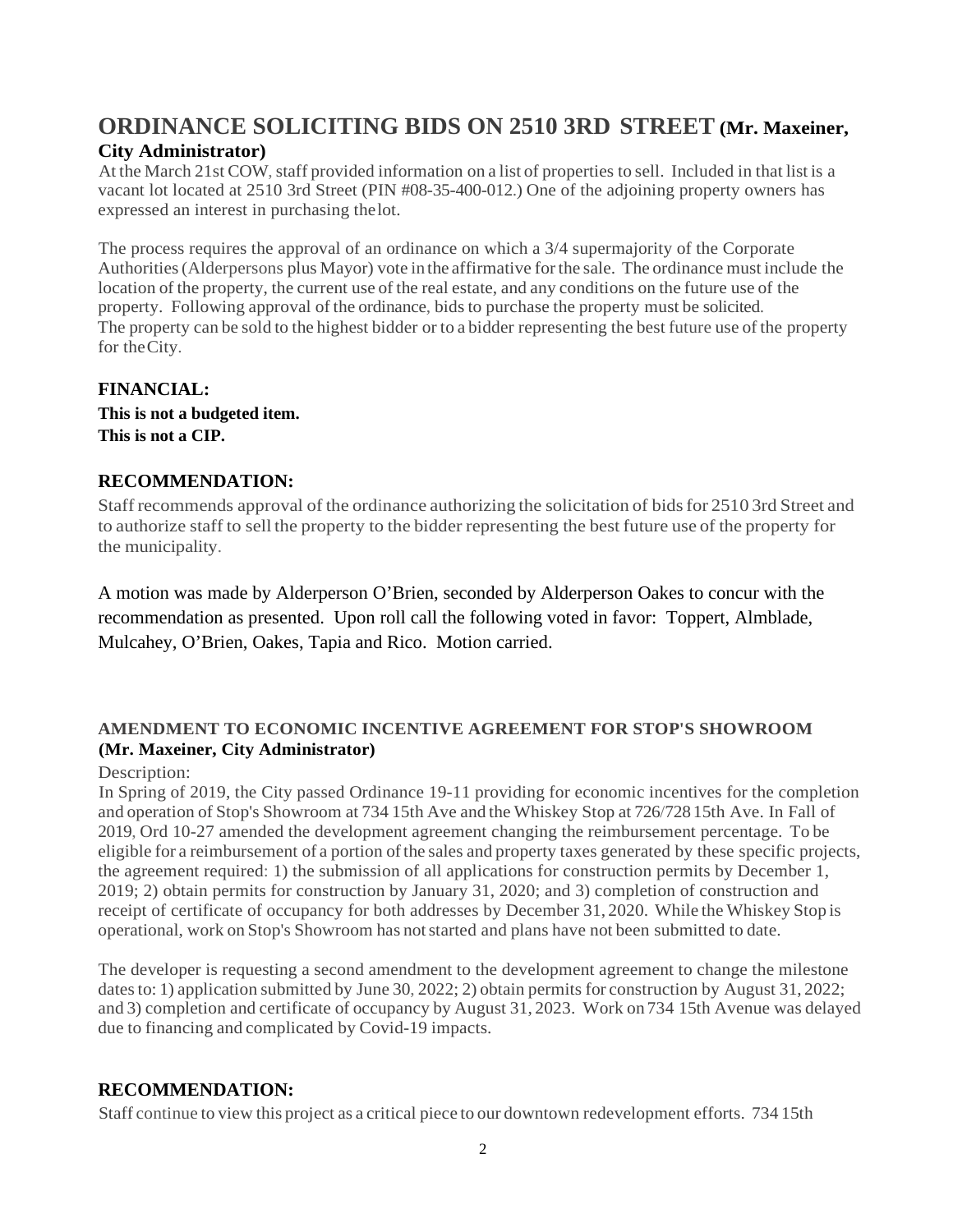## ORDINANCE SOLICITING BIDS ON 2510 3RD STREET (Mr. Maxeiner, City Administrator)

At the March 21st COW, staff provided information on a list of properties to sell. Included in that list is a vacant lot located at 2510 3rd Street (PIN #08-35-400-012.) One of the adjoining property owners has expressed an interest in purchasing the lot.

The process requires the approval of an ordinance on which a 3/4 supermajority of the Corporate Authorities (Alderpersons plus Mayor) vote in the affirmative for the sale. The ordinance must include the location of the property, the current use of the real estate, and any conditions on the future use of the property. Following approval of the ordinance, bids to purchase the property must be solicited. The property can be sold to the highest bidder or to a bidder representing the best future use of the property for the City.

### FINANCIAL:

**This is not a budgeted item.**
**This is not a CIP.**

### RECOMMENDATION:

Staff recommends approval of the ordinance authorizing the solicitation of bids for 2510 3rd Street and to authorize staff to sell the property to the bidder representing the best future use of the property for the municipality.

A motion was made by Alderperson O'Brien, seconded by Alderperson Oakes to concur with the recommendation as presented. Upon roll call the following voted in favor: Toppert, Almblade, Mulcahey, O'Brien, Oakes, Tapia and Rico. Motion carried.

#### AMENDMENT TO ECONOMIC INCENTIVE AGREEMENT FOR STOP'S SHOWROOM (Mr. Maxeiner, City Administrator)

Description:

In Spring of 2019, the City passed Ordinance 19-11 providing for economic incentives for the completion and operation of Stop's Showroom at 734 15th Ave and the Whiskey Stop at 726/728 15th Ave. In Fall of 2019, Ord 10-27 amended the development agreement changing the reimbursement percentage. To be eligible for a reimbursement of a portion of the sales and property taxes generated by these specific projects, the agreement required: 1) the submission of all applications for construction permits by December 1, 2019; 2) obtain permits for construction by January 31, 2020; and 3) completion of construction and receipt of certificate of occupancy for both addresses by December 31, 2020. While the Whiskey Stop is operational, work on Stop's Showroom has not started and plans have not been submitted to date.

The developer is requesting a second amendment to the development agreement to change the milestone dates to: 1) application submitted by June 30, 2022; 2) obtain permits for construction by August 31, 2022; and 3) completion and certificate of occupancy by August 31, 2023. Work on 734 15th Avenue was delayed due to financing and complicated by Covid-19 impacts.

### RECOMMENDATION:

Staff continue to view this project as a critical piece to our downtown redevelopment efforts. 734 15th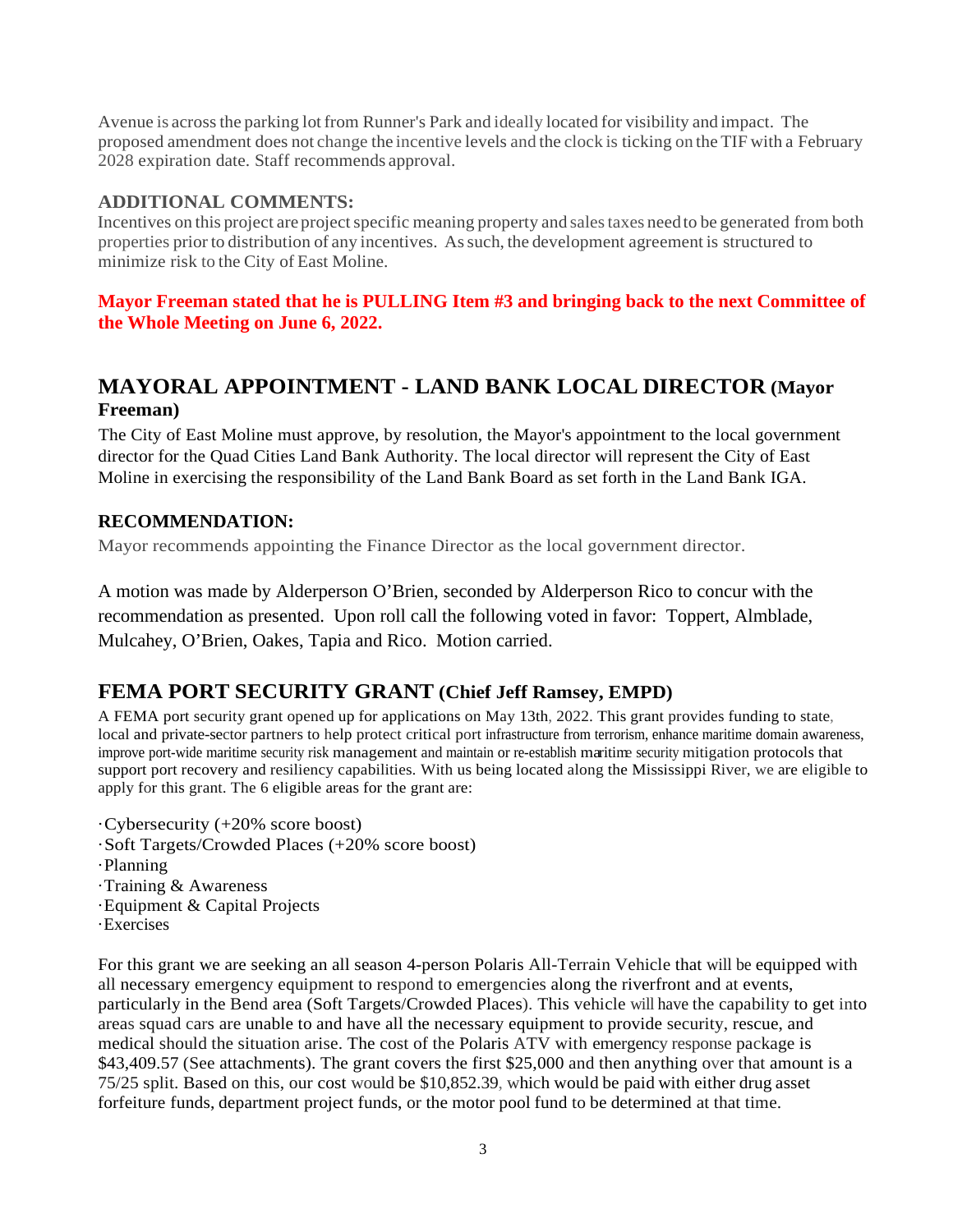Avenue is across the parking lot from Runner's Park and ideally located for visibility and impact. The proposed amendment does not change the incentive levels and the clock is ticking on the TIF with a February 2028 expiration date. Staff recommends approval.

### ADDITIONAL COMMENTS:

Incentives on this project are project specific meaning property and sales taxes need to be generated from both properties prior to distribution of any incentives. As such, the development agreement is structured to minimize risk to the City of East Moline.

**Mayor Freeman stated that he is PULLING Item #3 and bringing back to the next Committee of the Whole Meeting on June 6, 2022.**

## MAYORAL APPOINTMENT - LAND BANK LOCAL DIRECTOR (Mayor Freeman)

The City of East Moline must approve, by resolution, the Mayor's appointment to the local government director for the Quad Cities Land Bank Authority. The local director will represent the City of East Moline in exercising the responsibility of the Land Bank Board as set forth in the Land Bank IGA.

### RECOMMENDATION:

Mayor recommends appointing the Finance Director as the local government director.

A motion was made by Alderperson O'Brien, seconded by Alderperson Rico to concur with the recommendation as presented. Upon roll call the following voted in favor: Toppert, Almblade, Mulcahey, O'Brien, Oakes, Tapia and Rico. Motion carried.

## FEMA PORT SECURITY GRANT (Chief Jeff Ramsey, EMPD)

A FEMA port security grant opened up for applications on May 13th, 2022. This grant provides funding to state, local and private-sector partners to help protect critical port infrastructure from terrorism, enhance maritime domain awareness, improve port-wide maritime security risk management and maintain or re-establish maritime security mitigation protocols that support port recovery and resiliency capabilities. With us being located along the Mississippi River, we are eligible to apply for this grant. The 6 eligible areas for the grant are:

- Cybersecurity (+20% score boost)
- Soft Targets/Crowded Places (+20% score boost)
- Planning
- Training & Awareness
- Equipment & Capital Projects
- Exercises

For this grant we are seeking an all season 4-person Polaris All-Terrain Vehicle that will be equipped with all necessary emergency equipment to respond to emergencies along the riverfront and at events, particularly in the Bend area (Soft Targets/Crowded Places). This vehicle will have the capability to get into areas squad cars are unable to and have all the necessary equipment to provide security, rescue, and medical should the situation arise. The cost of the Polaris ATV with emergency response package is $43,409.57 (See attachments). The grant covers the first $25,000 and then anything over that amount is a 75/25 split. Based on this, our cost would be $10,852.39, which would be paid with either drug asset forfeiture funds, department project funds, or the motor pool fund to be determined at that time.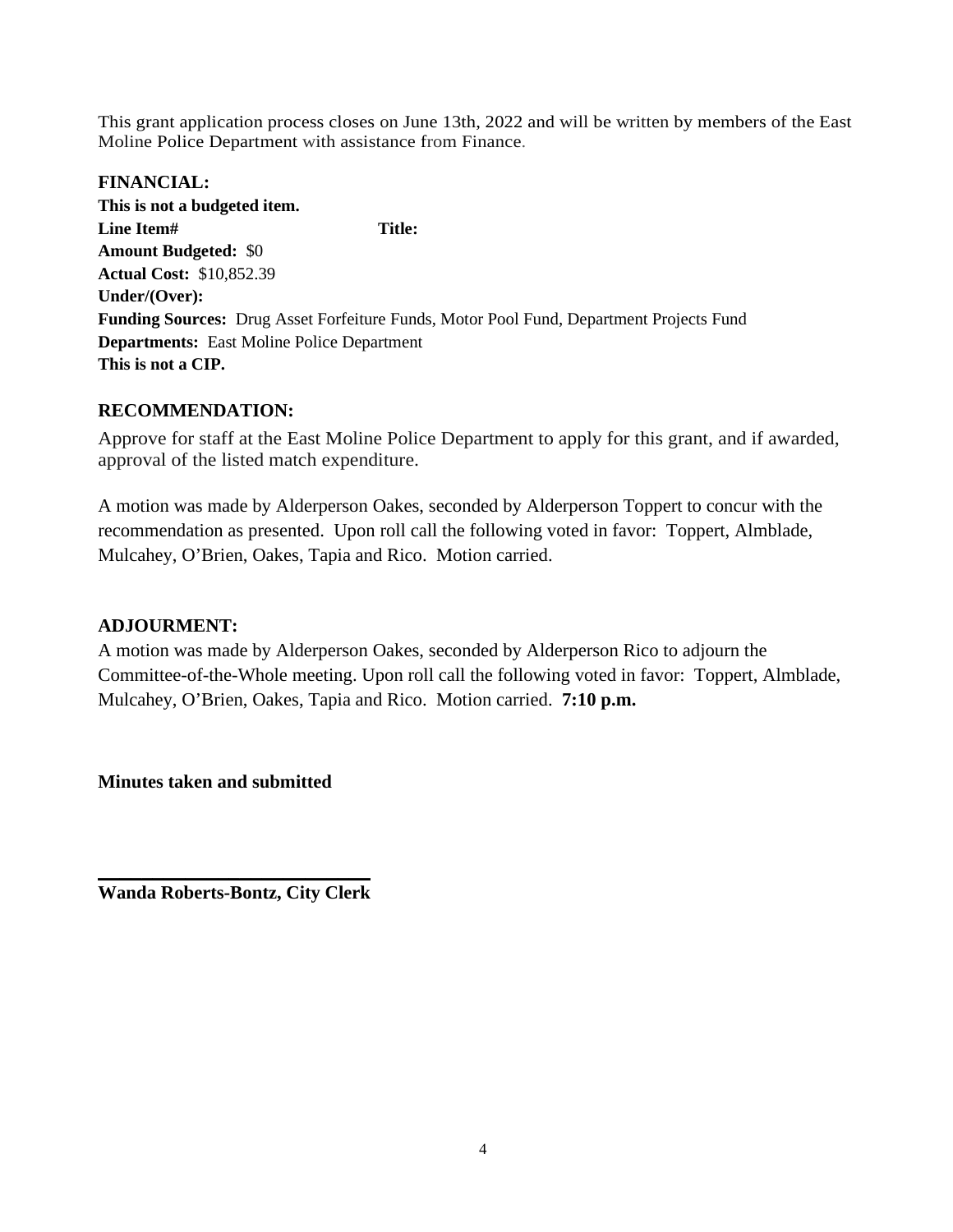This grant application process closes on June 13th, 2022 and will be written by members of the East Moline Police Department with assistance from Finance.

**FINANCIAL:**
**This is not a budgeted item.**
**Line Item#** **Title:**
**Amount Budgeted:** $0
**Actual Cost:** $10,852.39
**Under/(Over):**
**Funding Sources:** Drug Asset Forfeiture Funds, Motor Pool Fund, Department Projects Fund
**Departments:** East Moline Police Department
**This is not a CIP.**

**RECOMMENDATION:**

Approve for staff at the East Moline Police Department to apply for this grant, and if awarded, approval of the listed match expenditure.

A motion was made by Alderperson Oakes, seconded by Alderperson Toppert to concur with the recommendation as presented. Upon roll call the following voted in favor: Toppert, Almblade, Mulcahey, O'Brien, Oakes, Tapia and Rico. Motion carried.

**ADJOURMENT:**

A motion was made by Alderperson Oakes, seconded by Alderperson Rico to adjourn the Committee-of-the-Whole meeting. Upon roll call the following voted in favor: Toppert, Almblade, Mulcahey, O'Brien, Oakes, Tapia and Rico. Motion carried. **7:10 p.m.**

**Minutes taken and submitted**

**Wanda Roberts-Bontz, City Clerk**